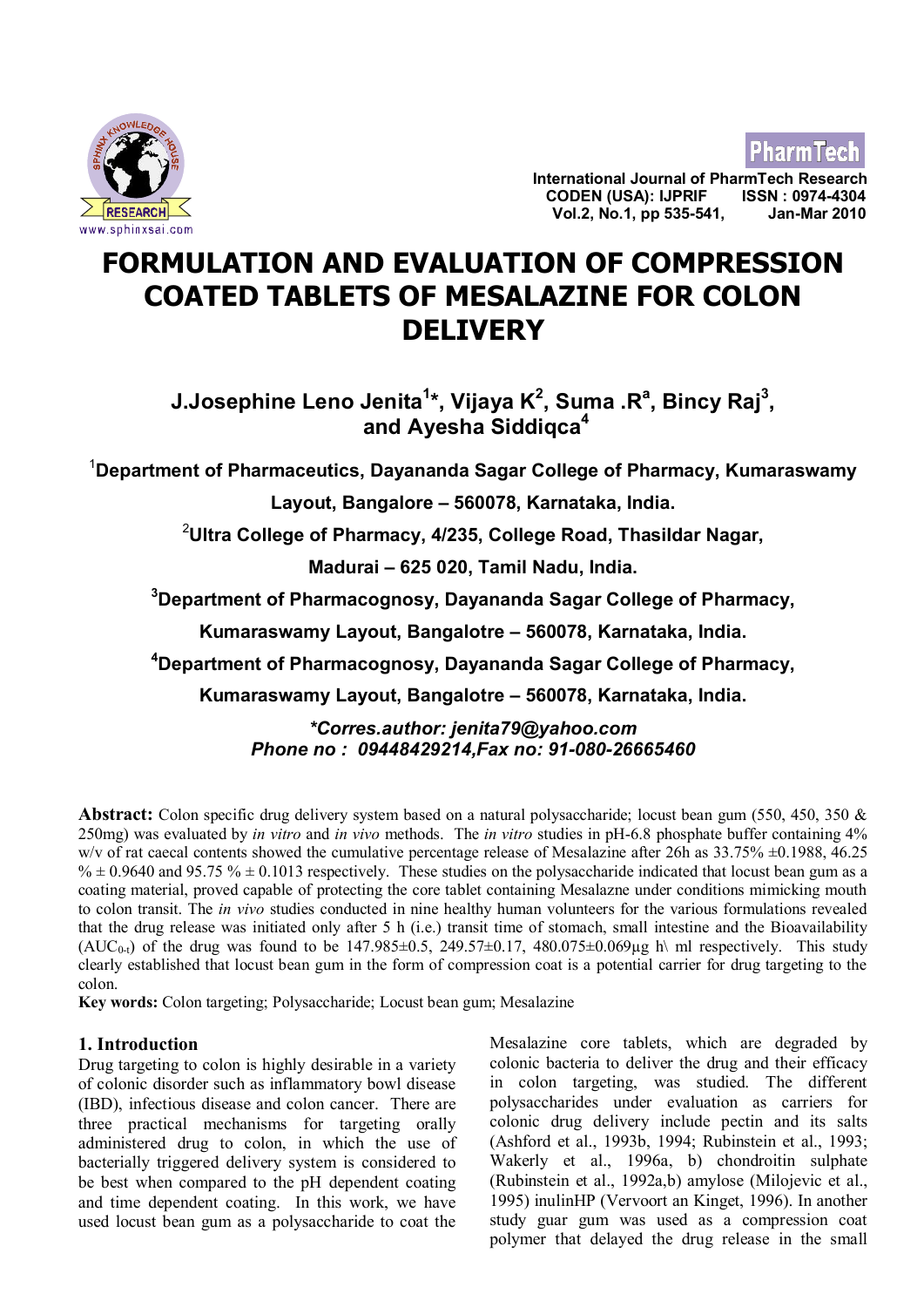# FORMULATION AND EVALUATION OF COMPRESSION COATED TABLETS OF MESALAZINE FOR COLON DELIVERY

**J.Josephine Leno Jenita[1]*, Vijaya K[2], Suma .R[a], Bincy Raj[3], and Ayesha Siddiqca[4]**

[1]**Department of Pharmaceutics, Dayananda Sagar College of Pharmacy, Kumaraswamy Layout, Bangalore – 560078, Karnataka, India.**

[2]**Ultra College of Pharmacy, 4/235, College Road, Thasildar Nagar, Madurai – 625 020, Tamil Nadu, India.**

[3]**Department of Pharmacognosy, Dayananda Sagar College of Pharmacy, Kumaraswamy Layout, Bangalotre – 560078, Karnataka, India.**

[4]**Department of Pharmacognosy, Dayananda Sagar College of Pharmacy, Kumaraswamy Layout, Bangalotre – 560078, Karnataka, India.**

***Corres.author: jenita79@yahoo.com***
***Phone no : 09448429214,Fax no: 91-080-26665460***

**Abstract:** Colon specific drug delivery system based on a natural polysaccharide; locust bean gum (550, 450, 350 & 250mg) was evaluated by *in vitro* and *in vivo* methods. The *in vitro* studies in pH-6.8 phosphate buffer containing 4% w/v of rat caecal contents showed the cumulative percentage release of Mesalazine after 26h as 33.75% ±0.1988, 46.25 % ± 0.9640 and 95.75 % ± 0.1013 respectively. These studies on the polysaccharide indicated that locust bean gum as a coating material, proved capable of protecting the core tablet containing Mesalazne under conditions mimicking mouth to colon transit. The *in vivo* studies conducted in nine healthy human volunteers for the various formulations revealed that the drug release was initiated only after 5 h (i.e.) transit time of stomach, small intestine and the Bioavailability ($AUC_{0-t}$) of the drug was found to be 147.985±0.5, 249.57±0.17, 480.075±0.069μg h\ ml respectively. This study clearly established that locust bean gum in the form of compression coat is a potential carrier for drug targeting to the colon.

**Key words:** Colon targeting; Polysaccharide; Locust bean gum; Mesalazine

## 1. Introduction

Drug targeting to colon is highly desirable in a variety of colonic disorder such as inflammatory bowl disease (IBD), infectious disease and colon cancer. There are three practical mechanisms for targeting orally administered drug to colon, in which the use of bacterially triggered delivery system is considered to be best when compared to the pH dependent coating and time dependent coating. In this work, we have used locust bean gum as a polysaccharide to coat the Mesalazine core tablets, which are degraded by colonic bacteria to deliver the drug and their efficacy in colon targeting, was studied. The different polysaccharides under evaluation as carriers for colonic drug delivery include pectin and its salts (Ashford et al., 1993b, 1994; Rubinstein et al., 1993; Wakerly et al., 1996a, b) chondroitin sulphate (Rubinstein et al., 1992a,b) amylose (Milojevic et al., 1995) inulinHP (Vervoort an Kinget, 1996). In another study guar gum was used as a compression coat polymer that delayed the drug release in the small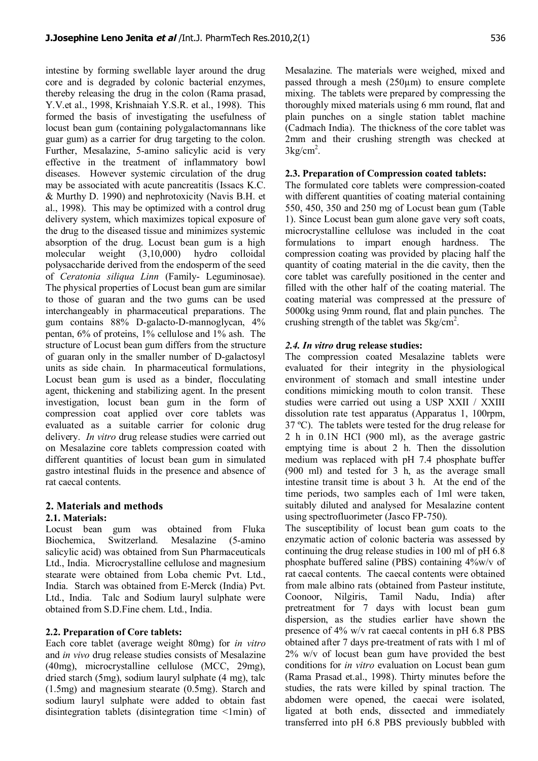intestine by forming swellable layer around the drug core and is degraded by colonic bacterial enzymes, thereby releasing the drug in the colon (Rama prasad, Y.V.et al., 1998, Krishnaiah Y.S.R. et al., 1998). This formed the basis of investigating the usefulness of locust bean gum (containing polygalactomannans like guar gum) as a carrier for drug targeting to the colon. Further, Mesalazine, 5-amino salicylic acid is very effective in the treatment of inflammatory bowl diseases. However systemic circulation of the drug may be associated with acute pancreatitis (Issacs K.C. & Murthy D. 1990) and nephrotoxicity (Navis B.H. et al., 1998). This may be optimized with a control drug delivery system, which maximizes topical exposure of the drug to the diseased tissue and minimizes systemic absorption of the drug. Locust bean gum is a high molecular weight (3,10,000) hydro colloidal polysaccharide derived from the endosperm of the seed of *Ceratonia siliqua Linn* (Family- Leguminosae). The physical properties of Locust bean gum are similar to those of guaran and the two gums can be used interchangeably in pharmaceutical preparations. The gum contains 88% D-galacto-D-mannoglycan, 4% pentan, 6% of proteins, 1% cellulose and 1% ash. The structure of Locust bean gum differs from the structure of guaran only in the smaller number of D-galactosyl units as side chain. In pharmaceutical formulations, Locust bean gum is used as a binder, flocculating agent, thickening and stabilizing agent. In the present investigation, locust bean gum in the form of compression coat applied over core tablets was evaluated as a suitable carrier for colonic drug delivery. *In vitro* drug release studies were carried out on Mesalazine core tablets compression coated with different quantities of locust bean gum in simulated gastro intestinal fluids in the presence and absence of rat caecal contents.

## 2. Materials and methods

### 2.1. Materials:

Locust bean gum was obtained from Fluka Biochemica, Switzerland. Mesalazine (5-amino salicylic acid) was obtained from Sun Pharmaceuticals Ltd., India. Microcrystalline cellulose and magnesium stearate were obtained from Loba chemic Pvt. Ltd., India. Starch was obtained from E-Merck (India) Pvt. Ltd., India. Talc and Sodium lauryl sulphate were obtained from S.D.Fine chem. Ltd., India.

### 2.2. Preparation of Core tablets:

Each core tablet (average weight 80mg) for *in vitro* and *in vivo* drug release studies consists of Mesalazine (40mg), microcrystalline cellulose (MCC, 29mg), dried starch (5mg), sodium lauryl sulphate (4 mg), talc (1.5mg) and magnesium stearate (0.5mg). Starch and sodium lauryl sulphate were added to obtain fast disintegration tablets (disintegration time <1min) of Mesalazine. The materials were weighed, mixed and passed through a mesh (250µm) to ensure complete mixing. The tablets were prepared by compressing the thoroughly mixed materials using 6 mm round, flat and plain punches on a single station tablet machine (Cadmach India). The thickness of the core tablet was 2mm and their crushing strength was checked at $3kg/cm^2$.

### 2.3. Preparation of Compression coated tablets:

The formulated core tablets were compression-coated with different quantities of coating material containing 550, 450, 350 and 250 mg of Locust bean gum (Table 1). Since Locust bean gum alone gave very soft coats, microcrystalline cellulose was included in the coat formulations to impart enough hardness. The compression coating was provided by placing half the quantity of coating material in the die cavity, then the core tablet was carefully positioned in the center and filled with the other half of the coating material. The coating material was compressed at the pressure of 5000kg using 9mm round, flat and plain punches. The crushing strength of the tablet was $5kg/cm^2$.

### *2.4. In vitro* drug release studies:

The compression coated Mesalazine tablets were evaluated for their integrity in the physiological environment of stomach and small intestine under conditions mimicking mouth to colon transit. These studies were carried out using a USP XXII / XXIII dissolution rate test apparatus (Apparatus 1, 100rpm, 37 ºC). The tablets were tested for the drug release for 2 h in 0.1N HCl (900 ml), as the average gastric emptying time is about 2 h. Then the dissolution medium was replaced with pH 7.4 phosphate buffer (900 ml) and tested for 3 h, as the average small intestine transit time is about 3 h. At the end of the time periods, two samples each of 1ml were taken, suitably diluted and analysed for Mesalazine content using spectrofluorimeter (Jasco FP-750).

The susceptibility of locust bean gum coats to the enzymatic action of colonic bacteria was assessed by continuing the drug release studies in 100 ml of pH 6.8 phosphate buffered saline (PBS) containing 4%w/v of rat caecal contents. The caecal contents were obtained from male albino rats (obtained from Pasteur institute, Coonoor, Nilgiris, Tamil Nadu, India) after pretreatment for 7 days with locust bean gum dispersion, as the studies earlier have shown the presence of 4% w/v rat caecal contents in pH 6.8 PBS obtained after 7 days pre-treatment of rats with 1 ml of 2% w/v of locust bean gum have provided the best conditions for *in vitro* evaluation on Locust bean gum (Rama Prasad et.al., 1998). Thirty minutes before the studies, the rats were killed by spinal traction. The abdomen were opened, the caecai were isolated, ligated at both ends, dissected and immediately transferred into pH 6.8 PBS previously bubbled with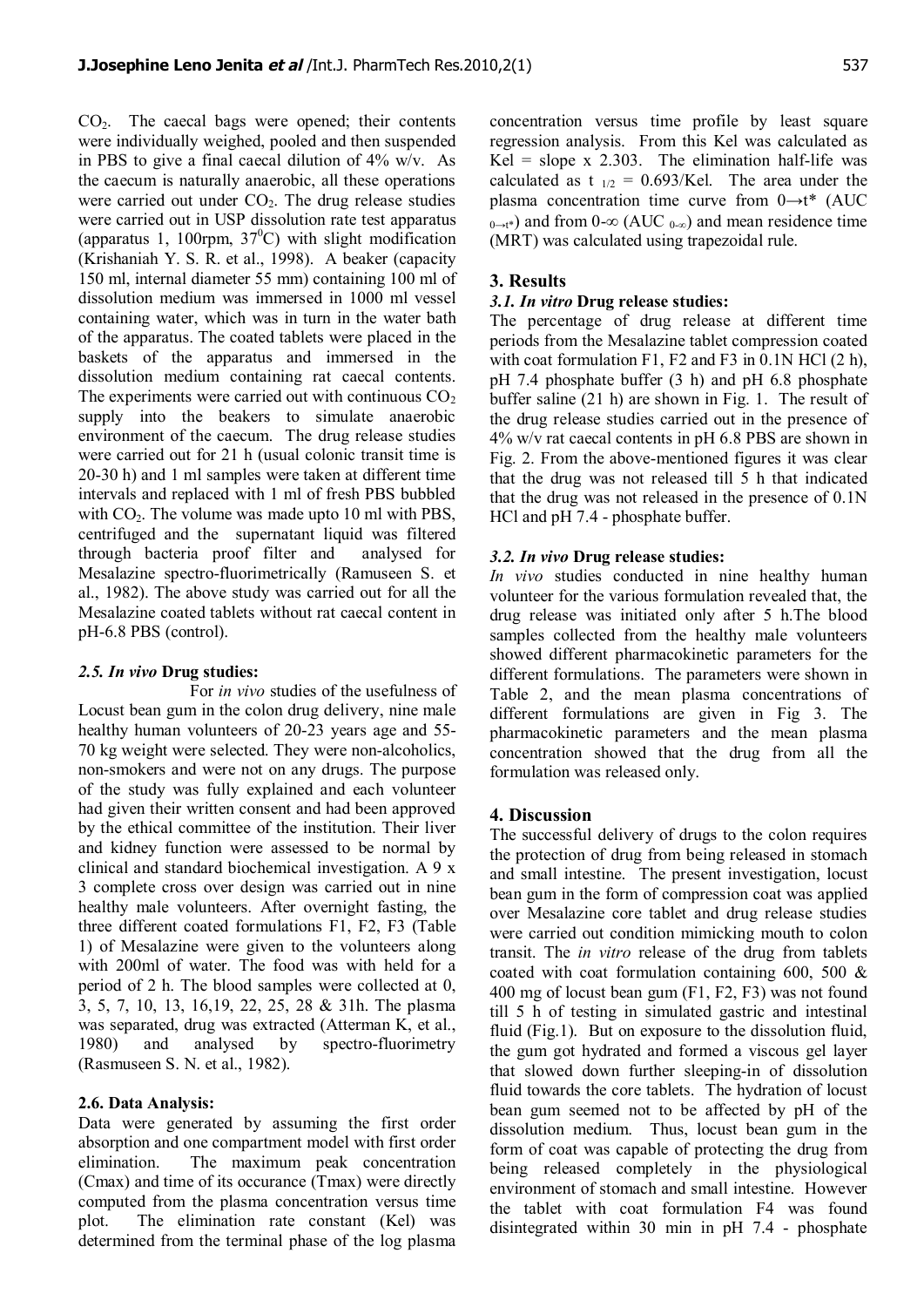$CO_2$. The caecal bags were opened; their contents were individually weighed, pooled and then suspended in PBS to give a final caecal dilution of 4% w/v. As the caecum is naturally anaerobic, all these operations were carried out under $CO_2$. The drug release studies were carried out in USP dissolution rate test apparatus (apparatus 1, 100rpm, $37^0C$) with slight modification (Krishaniah Y. S. R. et al., 1998). A beaker (capacity 150 ml, internal diameter 55 mm) containing 100 ml of dissolution medium was immersed in 1000 ml vessel containing water, which was in turn in the water bath of the apparatus. The coated tablets were placed in the baskets of the apparatus and immersed in the dissolution medium containing rat caecal contents. The experiments were carried out with continuous $CO_2$ supply into the beakers to simulate anaerobic environment of the caecum. The drug release studies were carried out for 21 h (usual colonic transit time is 20-30 h) and 1 ml samples were taken at different time intervals and replaced with 1 ml of fresh PBS bubbled with $CO_2$. The volume was made upto 10 ml with PBS, centrifuged and the supernatant liquid was filtered through bacteria proof filter and analysed for Mesalazine spectro-fluorimetrically (Ramuseen S. et al., 1982). The above study was carried out for all the Mesalazine coated tablets without rat caecal content in pH-6.8 PBS (control).

### 2.5. *In vivo* Drug studies:

For *in vivo* studies of the usefulness of Locust bean gum in the colon drug delivery, nine male healthy human volunteers of 20-23 years age and 55-70 kg weight were selected. They were non-alcoholics, non-smokers and were not on any drugs. The purpose of the study was fully explained and each volunteer had given their written consent and had been approved by the ethical committee of the institution. Their liver and kidney function were assessed to be normal by clinical and standard biochemical investigation. A 9 x 3 complete cross over design was carried out in nine healthy male volunteers. After overnight fasting, the three different coated formulations F1, F2, F3 (Table 1) of Mesalazine were given to the volunteers along with 200ml of water. The food was with held for a period of 2 h. The blood samples were collected at 0, 3, 5, 7, 10, 13, 16,19, 22, 25, 28 & 31h. The plasma was separated, drug was extracted (Atterman K, et al., 1980) and analysed by spectro-fluorimetry (Rasmuseen S. N. et al., 1982).

### 2.6. Data Analysis:

Data were generated by assuming the first order absorption and one compartment model with first order elimination. The maximum peak concentration (Cmax) and time of its occurance (Tmax) were directly computed from the plasma concentration versus time plot. The elimination rate constant (Kel) was determined from the terminal phase of the log plasma concentration versus time profile by least square regression analysis. From this Kel was calculated as Kel = slope x 2.303. The elimination half-life was calculated as $t_{1/2} = 0.693/\text{Kel}$. The area under the plasma concentration time curve from $0 \rightarrow t^*$ ($AUC_{0\rightarrow t^*}$) and from $0\text{-}\infty$ ($AUC_{0\text{-}\infty}$) and mean residence time (MRT) was calculated using trapezoidal rule.

## 3. Results

### 3.1. *In vitro* Drug release studies:

The percentage of drug release at different time periods from the Mesalazine tablet compression coated with coat formulation F1, F2 and F3 in 0.1N HCl (2 h), pH 7.4 phosphate buffer (3 h) and pH 6.8 phosphate buffer saline (21 h) are shown in Fig. 1. The result of the drug release studies carried out in the presence of 4% w/v rat caecal contents in pH 6.8 PBS are shown in Fig. 2. From the above-mentioned figures it was clear that the drug was not released till 5 h that indicated that the drug was not released in the presence of 0.1N HCl and pH 7.4 - phosphate buffer.

### 3.2. *In vivo* Drug release studies:

*In vivo* studies conducted in nine healthy human volunteer for the various formulation revealed that, the drug release was initiated only after 5 h.The blood samples collected from the healthy male volunteers showed different pharmacokinetic parameters for the different formulations. The parameters were shown in Table 2, and the mean plasma concentrations of different formulations are given in Fig 3. The pharmacokinetic parameters and the mean plasma concentration showed that the drug from all the formulation was released only.

## 4. Discussion

The successful delivery of drugs to the colon requires the protection of drug from being released in stomach and small intestine. The present investigation, locust bean gum in the form of compression coat was applied over Mesalazine core tablet and drug release studies were carried out condition mimicking mouth to colon transit. The *in vitro* release of the drug from tablets coated with coat formulation containing 600, 500 & 400 mg of locust bean gum (F1, F2, F3) was not found till 5 h of testing in simulated gastric and intestinal fluid (Fig.1). But on exposure to the dissolution fluid, the gum got hydrated and formed a viscous gel layer that slowed down further sleeping-in of dissolution fluid towards the core tablets. The hydration of locust bean gum seemed not to be affected by pH of the dissolution medium. Thus, locust bean gum in the form of coat was capable of protecting the drug from being released completely in the physiological environment of stomach and small intestine. However the tablet with coat formulation F4 was found disintegrated within 30 min in pH 7.4 - phosphate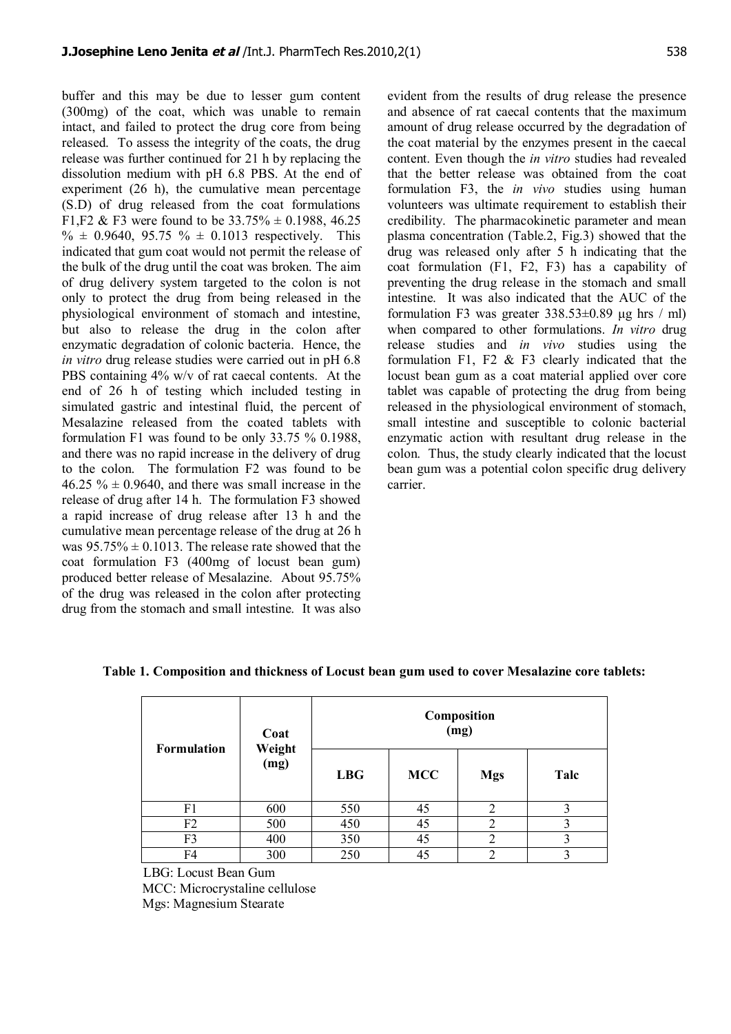buffer and this may be due to lesser gum content (300mg) of the coat, which was unable to remain intact, and failed to protect the drug core from being released. To assess the integrity of the coats, the drug release was further continued for 21 h by replacing the dissolution medium with pH 6.8 PBS. At the end of experiment (26 h), the cumulative mean percentage (S.D) of drug released from the coat formulations F1,F2 & F3 were found to be 33.75% ± 0.1988, 46.25 % ± 0.9640, 95.75 % ± 0.1013 respectively. This indicated that gum coat would not permit the release of the bulk of the drug until the coat was broken. The aim of drug delivery system targeted to the colon is not only to protect the drug from being released in the physiological environment of stomach and intestine, but also to release the drug in the colon after enzymatic degradation of colonic bacteria. Hence, the *in vitro* drug release studies were carried out in pH 6.8 PBS containing 4% w/v of rat caecal contents. At the end of 26 h of testing which included testing in simulated gastric and intestinal fluid, the percent of Mesalazine released from the coated tablets with formulation F1 was found to be only 33.75 % 0.1988, and there was no rapid increase in the delivery of drug to the colon. The formulation F2 was found to be 46.25 % ± 0.9640, and there was small increase in the release of drug after 14 h. The formulation F3 showed a rapid increase of drug release after 13 h and the cumulative mean percentage release of the drug at 26 h was 95.75% ± 0.1013. The release rate showed that the coat formulation F3 (400mg of locust bean gum) produced better release of Mesalazine. About 95.75% of the drug was released in the colon after protecting drug from the stomach and small intestine. It was also evident from the results of drug release the presence and absence of rat caecal contents that the maximum amount of drug release occurred by the degradation of the coat material by the enzymes present in the caecal content. Even though the *in vitro* studies had revealed that the better release was obtained from the coat formulation F3, the *in vivo* studies using human volunteers was ultimate requirement to establish their credibility. The pharmacokinetic parameter and mean plasma concentration (Table.2, Fig.3) showed that the drug was released only after 5 h indicating that the coat formulation (F1, F2, F3) has a capability of preventing the drug release in the stomach and small intestine. It was also indicated that the AUC of the formulation F3 was greater 338.53±0.89 µg hrs / ml) when compared to other formulations. *In vitro* drug release studies and *in vivo* studies using the formulation F1, F2 & F3 clearly indicated that the locust bean gum as a coat material applied over core tablet was capable of protecting the drug from being released in the physiological environment of stomach, small intestine and susceptible to colonic bacterial enzymatic action with resultant drug release in the colon. Thus, the study clearly indicated that the locust bean gum was a potential colon specific drug delivery carrier.

**Table 1. Composition and thickness of Locust bean gum used to cover Mesalazine core tablets:**

| Formulation | Coat Weight (mg) | Composition (mg) | | | |
|---|---|---|---|---|---|
| | | LBG | MCC | Mgs | Talc |
| F1 | 600 | 550 | 45 | 2 | 3 |
| F2 | 500 | 450 | 45 | 2 | 3 |
| F3 | 400 | 350 | 45 | 2 | 3 |
| F4 | 300 | 250 | 45 | 2 | 3 |

LBG: Locust Bean Gum
MCC: Microcrystaline cellulose
Mgs: Magnesium Stearate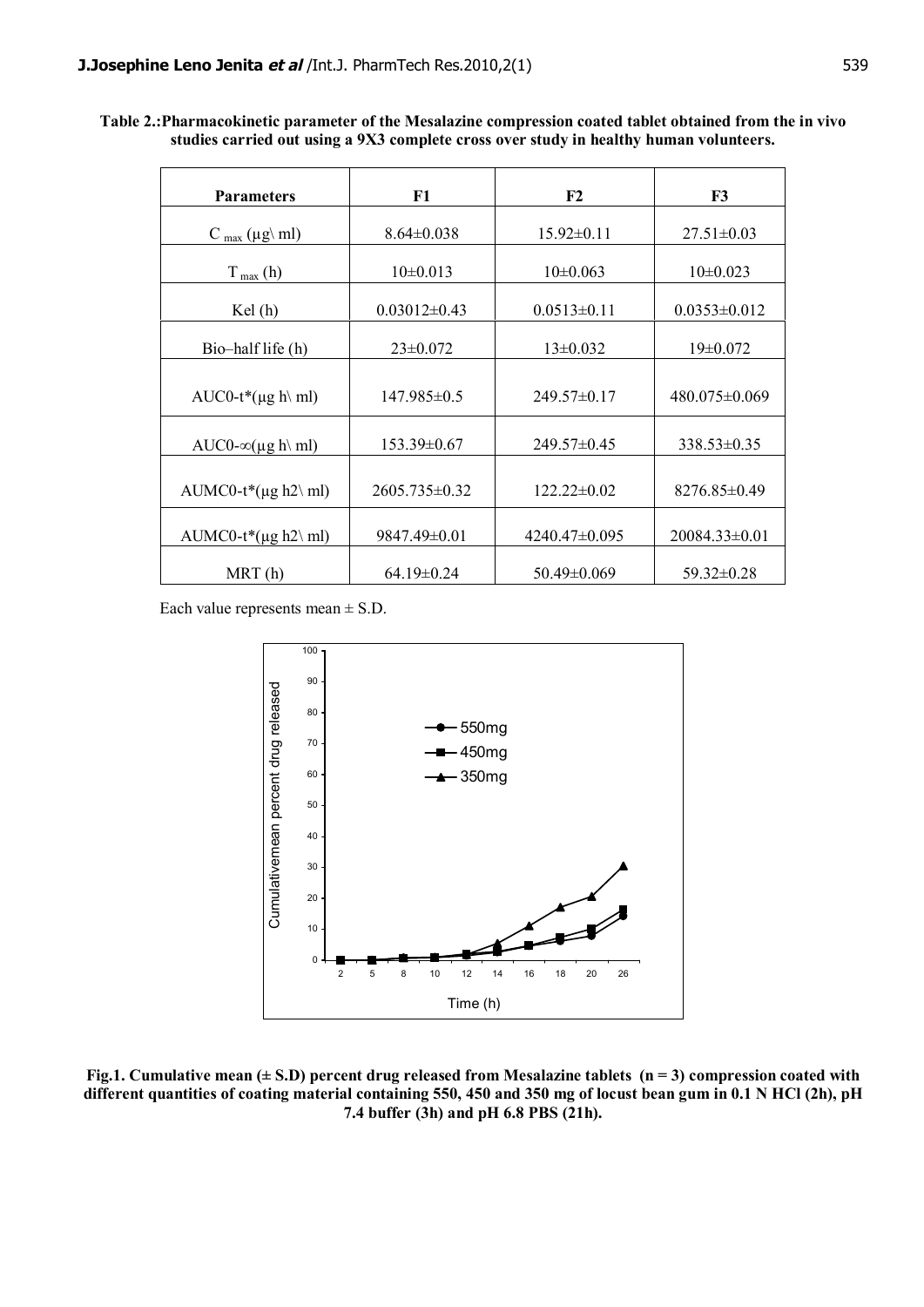**Table 2.:Pharmacokinetic parameter of the Mesalazine compression coated tablet obtained from the in vivo studies carried out using a 9X3 complete cross over study in healthy human volunteers.**

| Parameters | F1 | F2 | F3 |
|---|---|---|---|
| $C_{max}$ (µg\ ml) | 8.64±0.038 | 15.92±0.11 | 27.51±0.03 |
| $T_{max}$ (h) | 10±0.013 | 10±0.063 | 10±0.023 |
| Kel (h) | 0.03012±0.43 | 0.0513±0.11 | 0.0353±0.012 |
| Bio–half life (h) | 23±0.072 | 13±0.032 | 19±0.072 |
| AUC0-t*(µg h\ ml) | 147.985±0.5 | 249.57±0.17 | 480.075±0.069 |
| AUC0-∞(µg h\ ml) | 153.39±0.67 | 249.57±0.45 | 338.53±0.35 |
| AUMC0-t*(µg h2\ ml) | 2605.735±0.32 | 122.22±0.02 | 8276.85±0.49 |
| AUMC0-t*(µg h2\ ml) | 9847.49±0.01 | 4240.47±0.095 | 20084.33±0.01 |
| MRT (h) | 64.19±0.24 | 50.49±0.069 | 59.32±0.28 |

Each value represents mean ± S.D.

Cumulativemean percent drug released

100
90
80
70
60
50
40
30
20
10
0

2 5 8 10 12 14 16 18 20 26

Time (h)

550mg
450mg
350mg

**Fig.1. Cumulative mean (± S.D) percent drug released from Mesalazine tablets (n = 3) compression coated with different quantities of coating material containing 550, 450 and 350 mg of locust bean gum in 0.1 N HCl (2h), pH 7.4 buffer (3h) and pH 6.8 PBS (21h).**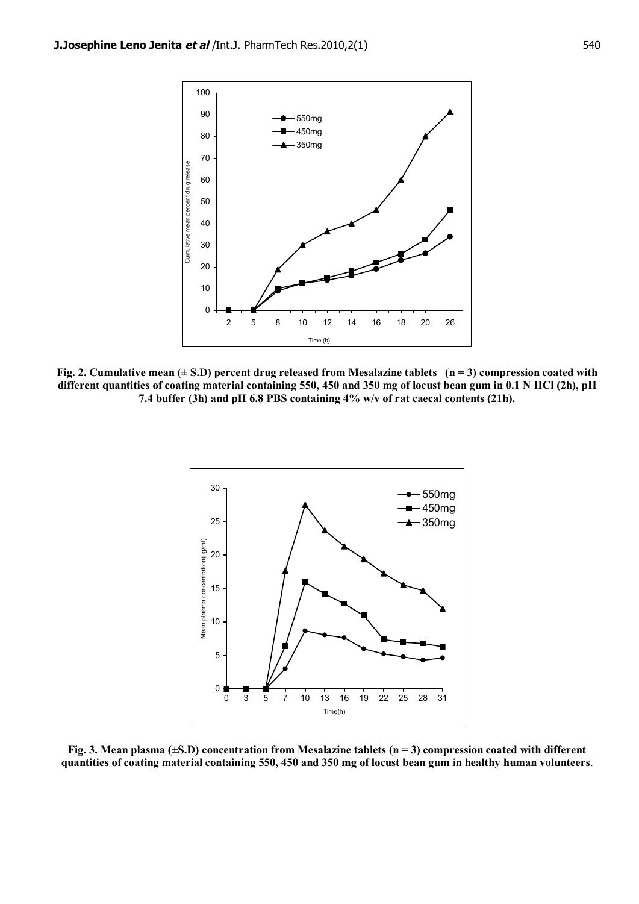100
90
80
70
60
50
40
30
20
10
0

Cumulative mean percent drug release

550mg
450mg
350mg

2 5 8 10 12 14 16 18 20 26

Time (h)

**Fig. 2. Cumulative mean (± S.D) percent drug released from Mesalazine tablets (n = 3) compression coated with different quantities of coating material containing 550, 450 and 350 mg of locust bean gum in 0.1 N HCl (2h), pH 7.4 buffer (3h) and pH 6.8 PBS containing 4% w/v of rat caecal contents (21h).**

30
25
20
15
10
5
0

Mean plasma concentration(µg/ml)

550mg
450mg
350mg

0 3 5 7 10 13 16 19 22 25 28 31

Time(h)

**Fig. 3. Mean plasma (±S.D) concentration from Mesalazine tablets (n = 3) compression coated with different quantities of coating material containing 550, 450 and 350 mg of locust bean gum in healthy human volunteers**.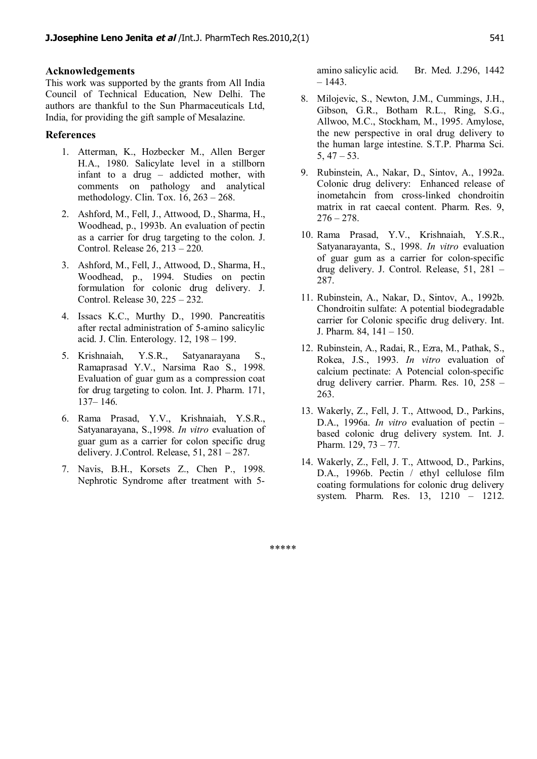## Acknowledgements

This work was supported by the grants from All India Council of Technical Education, New Delhi. The authors are thankful to the Sun Pharmaceuticals Ltd, India, for providing the gift sample of Mesalazine.

## References

1. Atterman, K., Hozbecker M., Allen Berger H.A., 1980. Salicylate level in a stillborn infant to a drug – addicted mother, with comments on pathology and analytical methodology. Clin. Tox. 16, 263 – 268.
2. Ashford, M., Fell, J., Attwood, D., Sharma, H., Woodhead, p., 1993b. An evaluation of pectin as a carrier for drug targeting to the colon. J. Control. Release 26, 213 – 220.
3. Ashford, M., Fell, J., Attwood, D., Sharma, H., Woodhead, p., 1994. Studies on pectin formulation for colonic drug delivery. J. Control. Release 30, 225 – 232.
4. Issacs K.C., Murthy D., 1990. Pancreatitis after rectal administration of 5-amino salicylic acid. J. Clin. Enterology. 12, 198 – 199.
5. Krishnaiah, Y.S.R., Satyanarayana S., Ramaprasad Y.V., Narsima Rao S., 1998. Evaluation of guar gum as a compression coat for drug targeting to colon. Int. J. Pharm. 171, 137– 146.
6. Rama Prasad, Y.V., Krishnaiah, Y.S.R., Satyanarayana, S.,1998. *In vitro* evaluation of guar gum as a carrier for colon specific drug delivery. J.Control. Release, 51, 281 – 287.
7. Navis, B.H., Korsets Z., Chen P., 1998. Nephrotic Syndrome after treatment with 5-amino salicylic acid. Br. Med. J.296, 1442 – 1443.
8. Milojevic, S., Newton, J.M., Cummings, J.H., Gibson, G.R., Botham R.L., Ring, S.G., Allwoo, M.C., Stockham, M., 1995. Amylose, the new perspective in oral drug delivery to the human large intestine. S.T.P. Pharma Sci. 5, 47 – 53.
9. Rubinstein, A., Nakar, D., Sintov, A., 1992a. Colonic drug delivery: Enhanced release of inometahcin from cross-linked chondroitin matrix in rat caecal content. Pharm. Res. 9, 276 – 278.
10. Rama Prasad, Y.V., Krishnaiah, Y.S.R., Satyanarayanta, S., 1998. *In vitro* evaluation of guar gum as a carrier for colon-specific drug delivery. J. Control. Release, 51, 281 – 287.
11. Rubinstein, A., Nakar, D., Sintov, A., 1992b. Chondroitin sulfate: A potential biodegradable carrier for Colonic specific drug delivery. Int. J. Pharm. 84, 141 – 150.
12. Rubinstein, A., Radai, R., Ezra, M., Pathak, S., Rokea, J.S., 1993. *In vitro* evaluation of calcium pectinate: A Potencial colon-specific drug delivery carrier. Pharm. Res. 10, 258 – 263.
13. Wakerly, Z., Fell, J. T., Attwood, D., Parkins, D.A., 1996a. *In vitro* evaluation of pectin – based colonic drug delivery system. Int. J. Pharm. 129, 73 – 77.
14. Wakerly, Z., Fell, J. T., Attwood, D., Parkins, D.A., 1996b. Pectin / ethyl cellulose film coating formulations for colonic drug delivery system. Pharm. Res. 13, 1210 – 1212.

*****